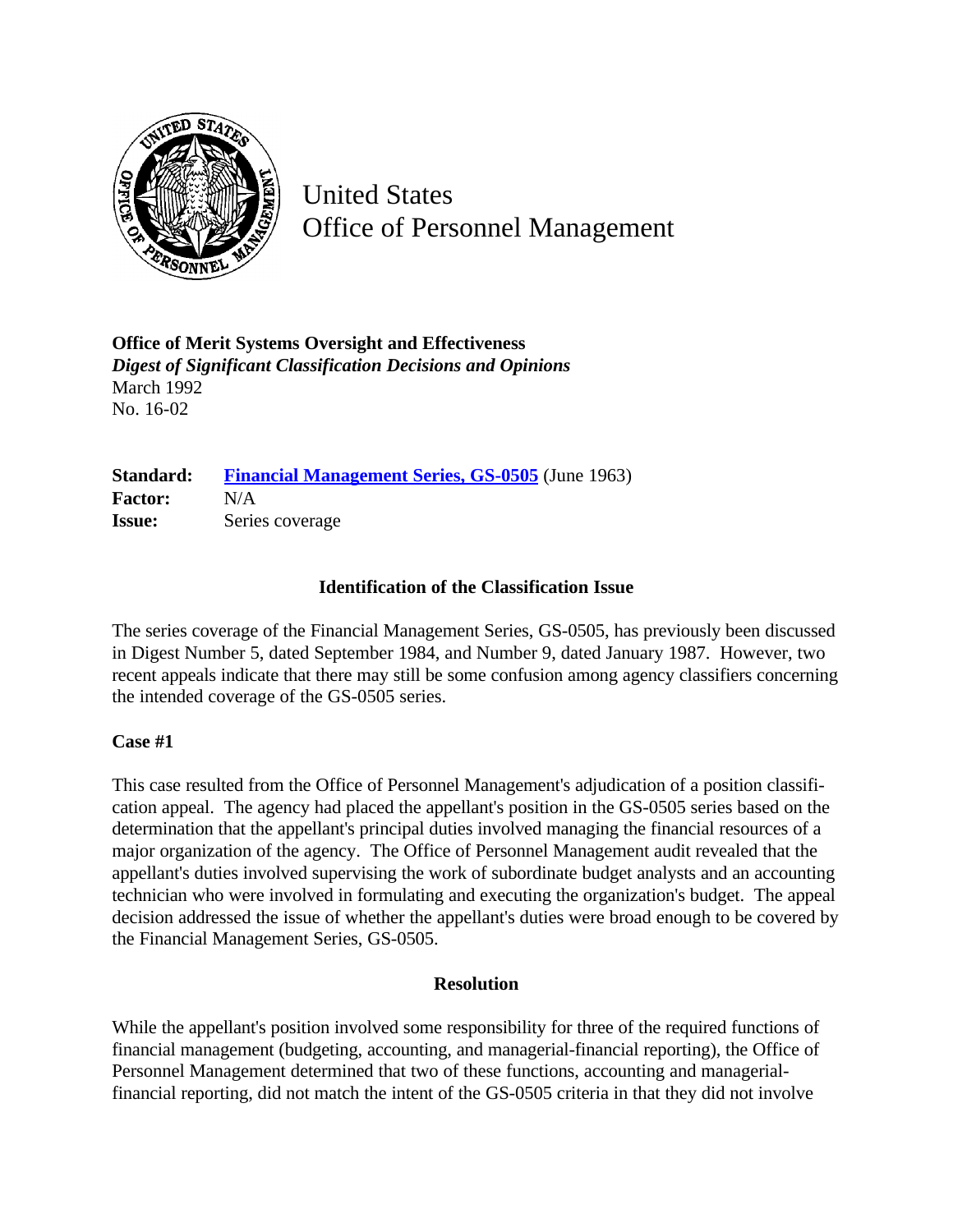United States
Office of Personnel Management

**Office of Merit Systems Oversight and Effectiveness**
***Digest of Significant Classification Decisions and Opinions***
March 1992
No. 16-02

**Standard:** **Financial Management Series, GS-0505** (June 1963)
**Factor:** N/A
**Issue:** Series coverage

### Identification of the Classification Issue

The series coverage of the Financial Management Series, GS-0505, has previously been discussed in Digest Number 5, dated September 1984, and Number 9, dated January 1987. However, two recent appeals indicate that there may still be some confusion among agency classifiers concerning the intended coverage of the GS-0505 series.

**Case #1**

This case resulted from the Office of Personnel Management's adjudication of a position classification appeal. The agency had placed the appellant's position in the GS-0505 series based on the determination that the appellant's principal duties involved managing the financial resources of a major organization of the agency. The Office of Personnel Management audit revealed that the appellant's duties involved supervising the work of subordinate budget analysts and an accounting technician who were involved in formulating and executing the organization's budget. The appeal decision addressed the issue of whether the appellant's duties were broad enough to be covered by the Financial Management Series, GS-0505.

### Resolution

While the appellant's position involved some responsibility for three of the required functions of financial management (budgeting, accounting, and managerial-financial reporting), the Office of Personnel Management determined that two of these functions, accounting and managerial-financial reporting, did not match the intent of the GS-0505 criteria in that they did not involve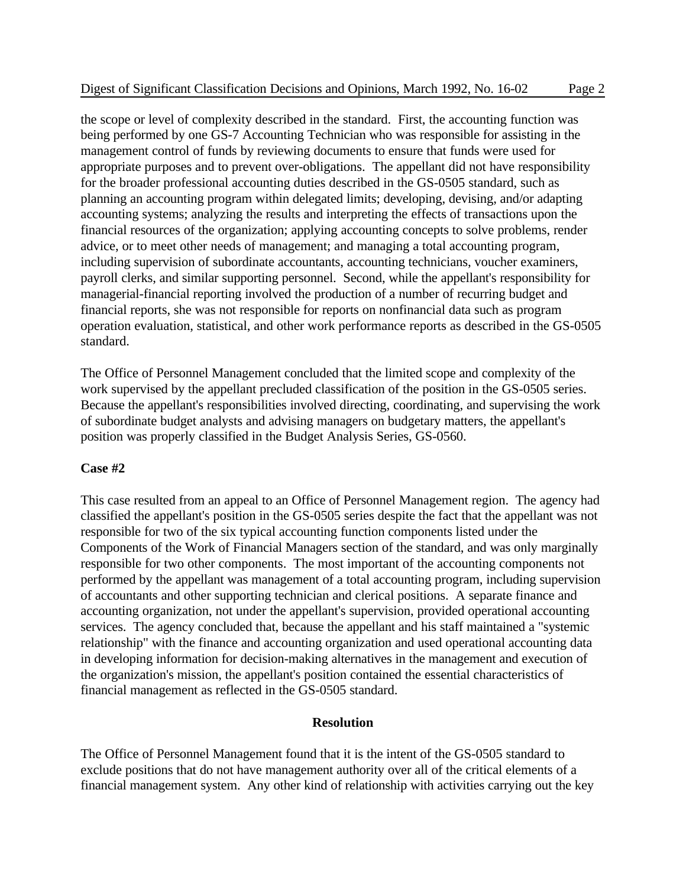the scope or level of complexity described in the standard. First, the accounting function was being performed by one GS-7 Accounting Technician who was responsible for assisting in the management control of funds by reviewing documents to ensure that funds were used for appropriate purposes and to prevent over-obligations. The appellant did not have responsibility for the broader professional accounting duties described in the GS-0505 standard, such as planning an accounting program within delegated limits; developing, devising, and/or adapting accounting systems; analyzing the results and interpreting the effects of transactions upon the financial resources of the organization; applying accounting concepts to solve problems, render advice, or to meet other needs of management; and managing a total accounting program, including supervision of subordinate accountants, accounting technicians, voucher examiners, payroll clerks, and similar supporting personnel. Second, while the appellant's responsibility for managerial-financial reporting involved the production of a number of recurring budget and financial reports, she was not responsible for reports on nonfinancial data such as program operation evaluation, statistical, and other work performance reports as described in the GS-0505 standard.

The Office of Personnel Management concluded that the limited scope and complexity of the work supervised by the appellant precluded classification of the position in the GS-0505 series. Because the appellant's responsibilities involved directing, coordinating, and supervising the work of subordinate budget analysts and advising managers on budgetary matters, the appellant's position was properly classified in the Budget Analysis Series, GS-0560.

**Case #2**

This case resulted from an appeal to an Office of Personnel Management region. The agency had classified the appellant's position in the GS-0505 series despite the fact that the appellant was not responsible for two of the six typical accounting function components listed under the Components of the Work of Financial Managers section of the standard, and was only marginally responsible for two other components. The most important of the accounting components not performed by the appellant was management of a total accounting program, including supervision of accountants and other supporting technician and clerical positions. A separate finance and accounting organization, not under the appellant's supervision, provided operational accounting services. The agency concluded that, because the appellant and his staff maintained a "systemic relationship" with the finance and accounting organization and used operational accounting data in developing information for decision-making alternatives in the management and execution of the organization's mission, the appellant's position contained the essential characteristics of financial management as reflected in the GS-0505 standard.

**Resolution**

The Office of Personnel Management found that it is the intent of the GS-0505 standard to exclude positions that do not have management authority over all of the critical elements of a financial management system. Any other kind of relationship with activities carrying out the key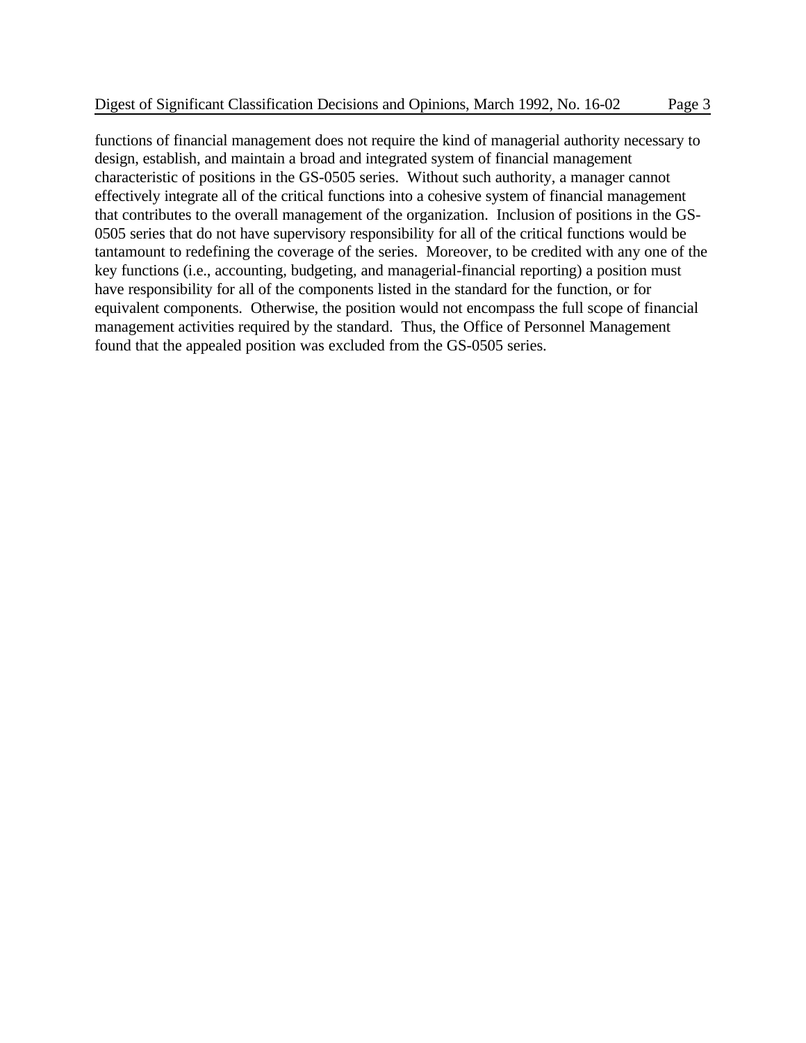functions of financial management does not require the kind of managerial authority necessary to design, establish, and maintain a broad and integrated system of financial management characteristic of positions in the GS-0505 series. Without such authority, a manager cannot effectively integrate all of the critical functions into a cohesive system of financial management that contributes to the overall management of the organization. Inclusion of positions in the GS-0505 series that do not have supervisory responsibility for all of the critical functions would be tantamount to redefining the coverage of the series. Moreover, to be credited with any one of the key functions (i.e., accounting, budgeting, and managerial-financial reporting) a position must have responsibility for all of the components listed in the standard for the function, or for equivalent components. Otherwise, the position would not encompass the full scope of financial management activities required by the standard. Thus, the Office of Personnel Management found that the appealed position was excluded from the GS-0505 series.